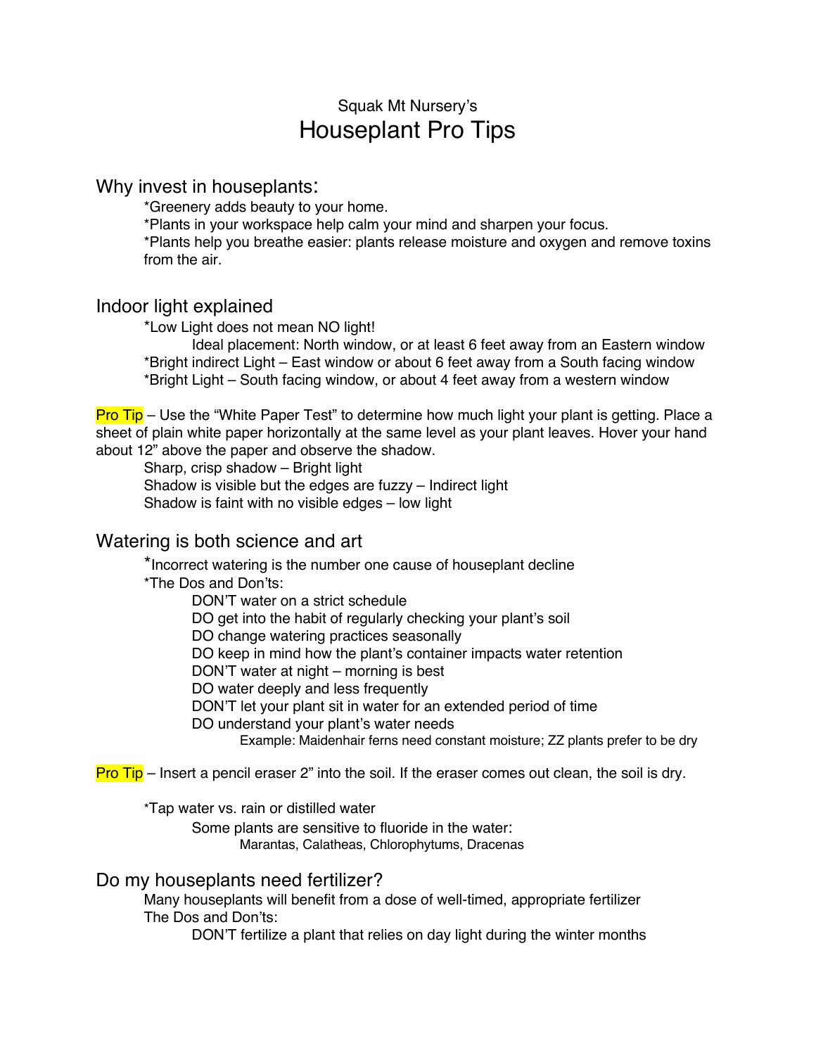Squak Mt Nursery's

# Houseplant Pro Tips

## Why invest in houseplants:

*Greenery adds beauty to your home.
*Plants in your workspace help calm your mind and sharpen your focus.
*Plants help you breathe easier: plants release moisture and oxygen and remove toxins from the air.

## Indoor light explained

*Low Light does not mean NO light!
  Ideal placement: North window, or at least 6 feet away from an Eastern window
*Bright indirect Light – East window or about 6 feet away from a South facing window
*Bright Light – South facing window, or about 4 feet away from a western window

**Pro Tip** – Use the "White Paper Test" to determine how much light your plant is getting. Place a sheet of plain white paper horizontally at the same level as your plant leaves. Hover your hand about 12" above the paper and observe the shadow.

Sharp, crisp shadow – Bright light
Shadow is visible but the edges are fuzzy – Indirect light
Shadow is faint with no visible edges – low light

## Watering is both science and art

*Incorrect watering is the number one cause of houseplant decline
*The Dos and Don'ts:

- DON'T water on a strict schedule
- DO get into the habit of regularly checking your plant's soil
- DO change watering practices seasonally
- DO keep in mind how the plant's container impacts water retention
- DON'T water at night – morning is best
- DO water deeply and less frequently
- DON'T let your plant sit in water for an extended period of time
- DO understand your plant's water needs
  - Example: Maidenhair ferns need constant moisture; ZZ plants prefer to be dry

**Pro Tip** – Insert a pencil eraser 2" into the soil. If the eraser comes out clean, the soil is dry.

*Tap water vs. rain or distilled water
  Some plants are sensitive to fluoride in the water:
    Marantas, Calatheas, Chlorophytums, Dracenas

## Do my houseplants need fertilizer?

Many houseplants will benefit from a dose of well-timed, appropriate fertilizer
The Dos and Don'ts:

- DON'T fertilize a plant that relies on day light during the winter months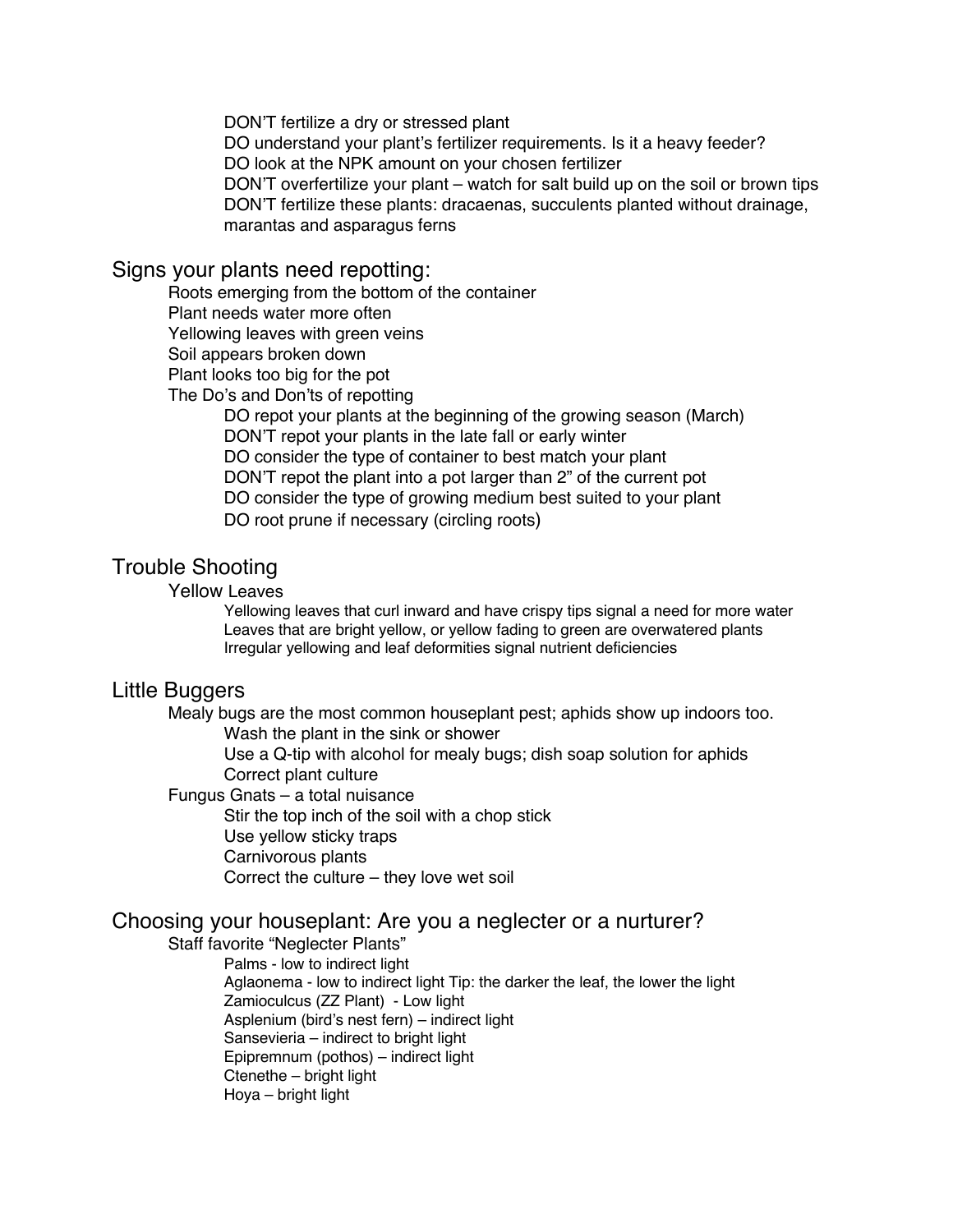- DON'T fertilize a dry or stressed plant
- DO understand your plant's fertilizer requirements. Is it a heavy feeder?
- DO look at the NPK amount on your chosen fertilizer
- DON'T overfertilize your plant – watch for salt build up on the soil or brown tips
- DON'T fertilize these plants: dracaenas, succulents planted without drainage, marantas and asparagus ferns

## Signs your plants need repotting:

- Roots emerging from the bottom of the container
- Plant needs water more often
- Yellowing leaves with green veins
- Soil appears broken down
- Plant looks too big for the pot
- The Do's and Don'ts of repotting
  - DO repot your plants at the beginning of the growing season (March)
  - DON'T repot your plants in the late fall or early winter
  - DO consider the type of container to best match your plant
  - DON'T repot the plant into a pot larger than 2" of the current pot
  - DO consider the type of growing medium best suited to your plant
  - DO root prune if necessary (circling roots)

## Trouble Shooting

- Yellow Leaves
  - Yellowing leaves that curl inward and have crispy tips signal a need for more water
  - Leaves that are bright yellow, or yellow fading to green are overwatered plants
  - Irregular yellowing and leaf deformities signal nutrient deficiencies

## Little Buggers

- Mealy bugs are the most common houseplant pest; aphids show up indoors too.
  - Wash the plant in the sink or shower
  - Use a Q-tip with alcohol for mealy bugs; dish soap solution for aphids
  - Correct plant culture
- Fungus Gnats – a total nuisance
  - Stir the top inch of the soil with a chop stick
  - Use yellow sticky traps
  - Carnivorous plants
  - Correct the culture – they love wet soil

## Choosing your houseplant: Are you a neglecter or a nurturer?

- Staff favorite "Neglecter Plants"
  - Palms - low to indirect light
  - Aglaonema - low to indirect light Tip: the darker the leaf, the lower the light
  - Zamioculcus (ZZ Plant) - Low light
  - Asplenium (bird's nest fern) – indirect light
  - Sansevieria – indirect to bright light
  - Epipremnum (pothos) – indirect light
  - Ctenethe – bright light
  - Hoya – bright light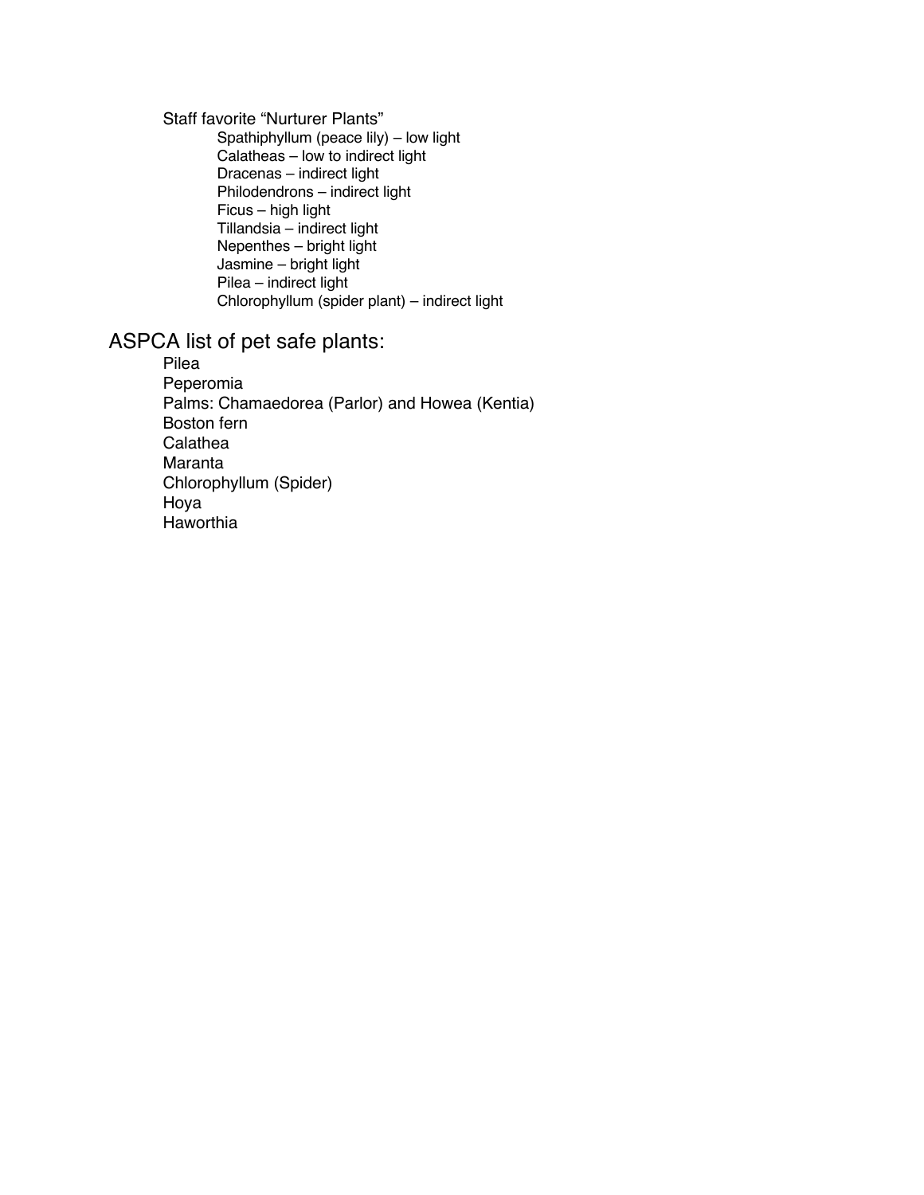Staff favorite "Nurturer Plants"

- Spathiphyllum (peace lily) – low light
- Calatheas – low to indirect light
- Dracenas – indirect light
- Philodendrons – indirect light
- Ficus – high light
- Tillandsia – indirect light
- Nepenthes – bright light
- Jasmine – bright light
- Pilea – indirect light
- Chlorophyllum (spider plant) – indirect light

## ASPCA list of pet safe plants:

- Pilea
- Peperomia
- Palms: Chamaedorea (Parlor) and Howea (Kentia)
- Boston fern
- Calathea
- Maranta
- Chlorophyllum (Spider)
- Hoya
- Haworthia